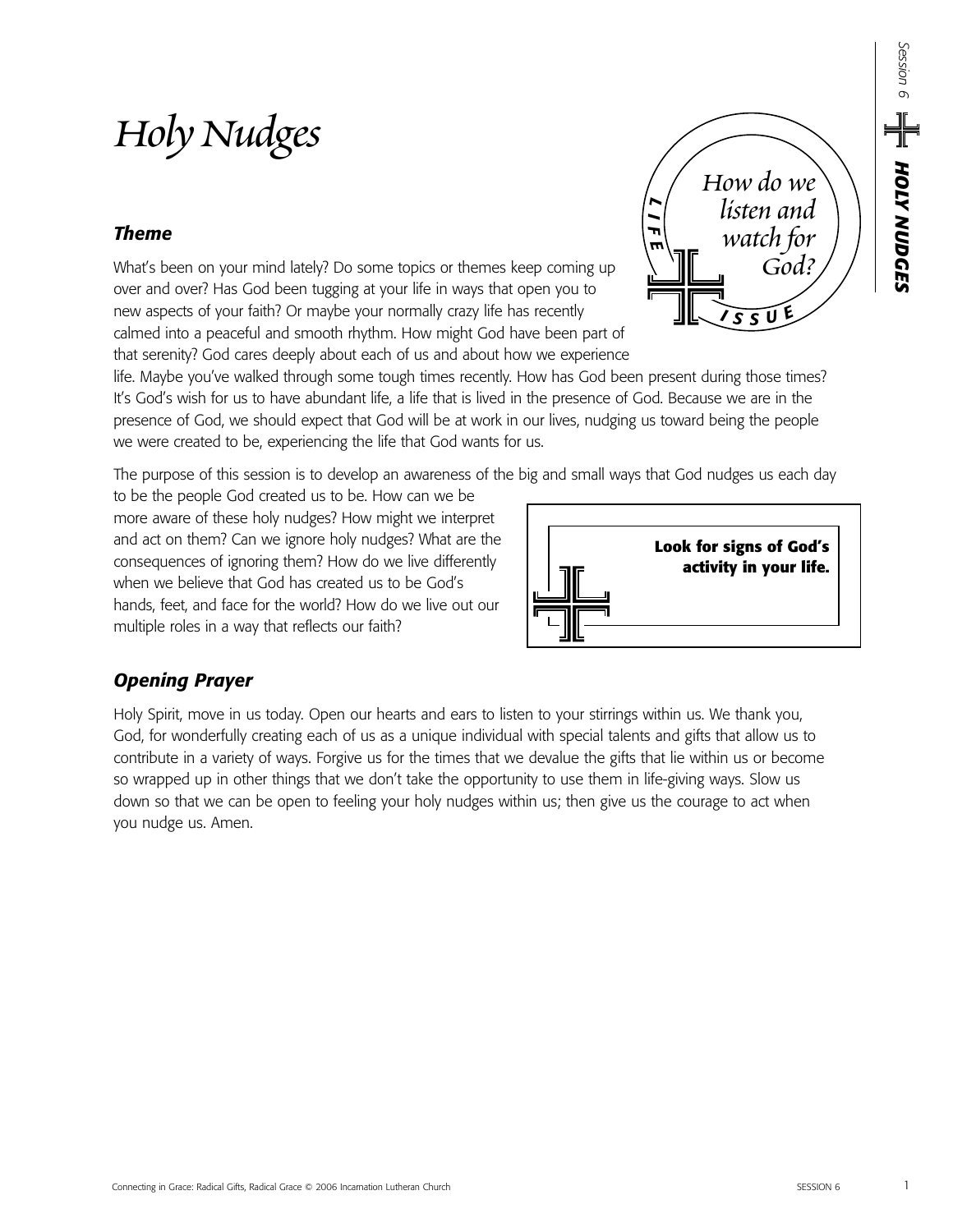# Holy Nudges

> LIFE ISSUE
> *How do we listen and watch for God?*

### *Theme*

What's been on your mind lately? Do some topics or themes keep coming up over and over? Has God been tugging at your life in ways that open you to new aspects of your faith? Or maybe your normally crazy life has recently calmed into a peaceful and smooth rhythm. How might God have been part of that serenity? God cares deeply about each of us and about how we experience life. Maybe you've walked through some tough times recently. How has God been present during those times? It's God's wish for us to have abundant life, a life that is lived in the presence of God. Because we are in the presence of God, we should expect that God will be at work in our lives, nudging us toward being the people we were created to be, experiencing the life that God wants for us.

The purpose of this session is to develop an awareness of the big and small ways that God nudges us each day to be the people God created us to be. How can we be more aware of these holy nudges? How might we interpret and act on them? Can we ignore holy nudges? What are the consequences of ignoring them? How do we live differently when we believe that God has created us to be God's hands, feet, and face for the world? How do we live out our multiple roles in a way that reflects our faith?

> **Look for signs of God's activity in your life.**

### *Opening Prayer*

Holy Spirit, move in us today. Open our hearts and ears to listen to your stirrings within us. We thank you, God, for wonderfully creating each of us as a unique individual with special talents and gifts that allow us to contribute in a variety of ways. Forgive us for the times that we devalue the gifts that lie within us or become so wrapped up in other things that we don't take the opportunity to use them in life-giving ways. Slow us down so that we can be open to feeling your holy nudges within us; then give us the courage to act when you nudge us. Amen.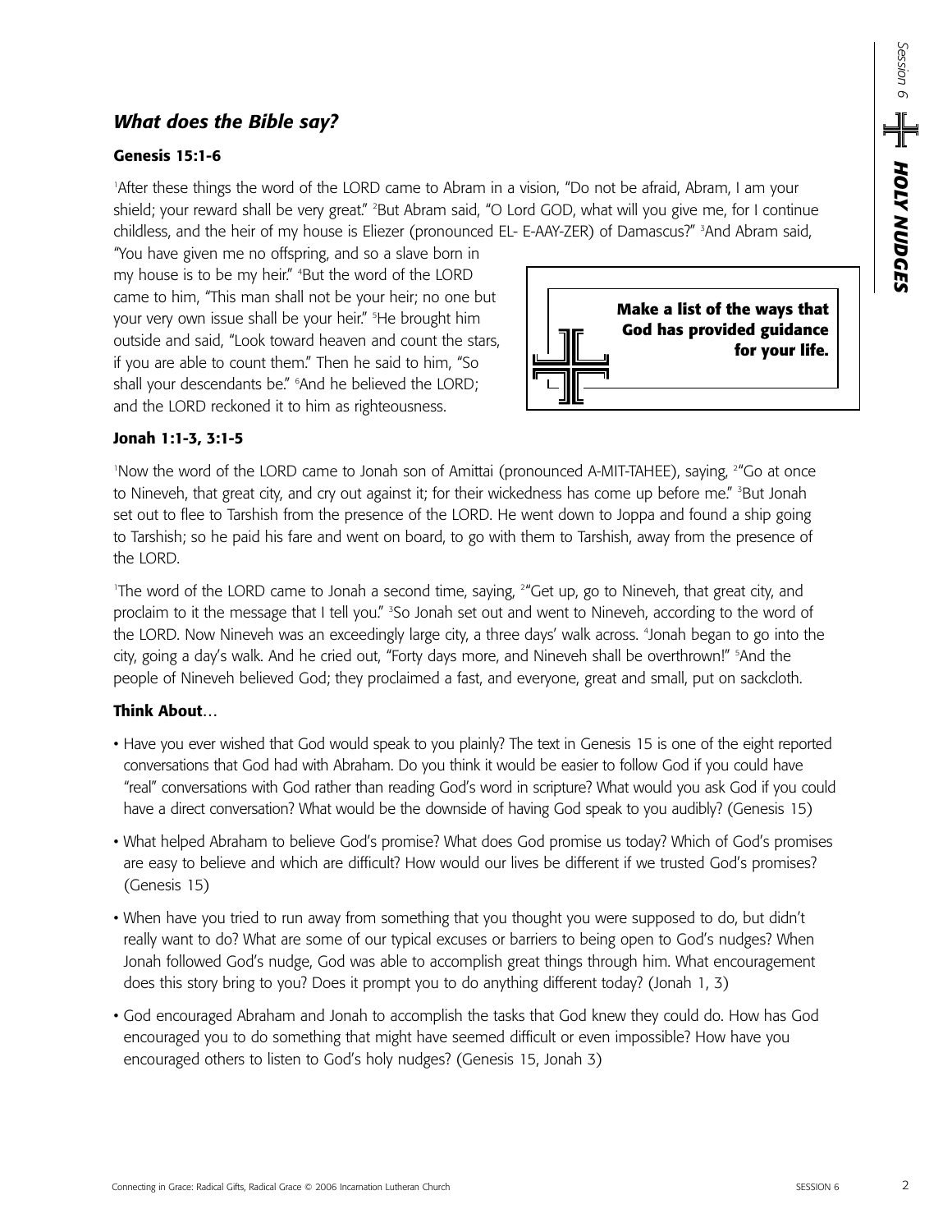## *What does the Bible say?*

### Genesis 15:1-6

[1]After these things the word of the LORD came to Abram in a vision, "Do not be afraid, Abram, I am your shield; your reward shall be very great." [2]But Abram said, "O Lord GOD, what will you give me, for I continue childless, and the heir of my house is Eliezer (pronounced EL- E-AAY-ZER) of Damascus?" [3]And Abram said, "You have given me no offspring, and so a slave born in my house is to be my heir." [4]But the word of the LORD came to him, "This man shall not be your heir; no one but your very own issue shall be your heir." [5]He brought him outside and said, "Look toward heaven and count the stars, if you are able to count them." Then he said to him, "So shall your descendants be." [6]And he believed the LORD; and the LORD reckoned it to him as righteousness.

> **Make a list of the ways that God has provided guidance for your life.**

### Jonah 1:1-3, 3:1-5

[1]Now the word of the LORD came to Jonah son of Amittai (pronounced A-MIT-TAHEE), saying, [2]"Go at once to Nineveh, that great city, and cry out against it; for their wickedness has come up before me." [3]But Jonah set out to flee to Tarshish from the presence of the LORD. He went down to Joppa and found a ship going to Tarshish; so he paid his fare and went on board, to go with them to Tarshish, away from the presence of the LORD.

[1]The word of the LORD came to Jonah a second time, saying, [2]"Get up, go to Nineveh, that great city, and proclaim to it the message that I tell you." [3]So Jonah set out and went to Nineveh, according to the word of the LORD. Now Nineveh was an exceedingly large city, a three days' walk across. [4]Jonah began to go into the city, going a day's walk. And he cried out, "Forty days more, and Nineveh shall be overthrown!" [5]And the people of Nineveh believed God; they proclaimed a fast, and everyone, great and small, put on sackcloth.

### Think About…

- Have you ever wished that God would speak to you plainly? The text in Genesis 15 is one of the eight reported conversations that God had with Abraham. Do you think it would be easier to follow God if you could have "real" conversations with God rather than reading God's word in scripture? What would you ask God if you could have a direct conversation? What would be the downside of having God speak to you audibly? (Genesis 15)
- What helped Abraham to believe God's promise? What does God promise us today? Which of God's promises are easy to believe and which are difficult? How would our lives be different if we trusted God's promises? (Genesis 15)
- When have you tried to run away from something that you thought you were supposed to do, but didn't really want to do? What are some of our typical excuses or barriers to being open to God's nudges? When Jonah followed God's nudge, God was able to accomplish great things through him. What encouragement does this story bring to you? Does it prompt you to do anything different today? (Jonah 1, 3)
- God encouraged Abraham and Jonah to accomplish the tasks that God knew they could do. How has God encouraged you to do something that might have seemed difficult or even impossible? How have you encouraged others to listen to God's holy nudges? (Genesis 15, Jonah 3)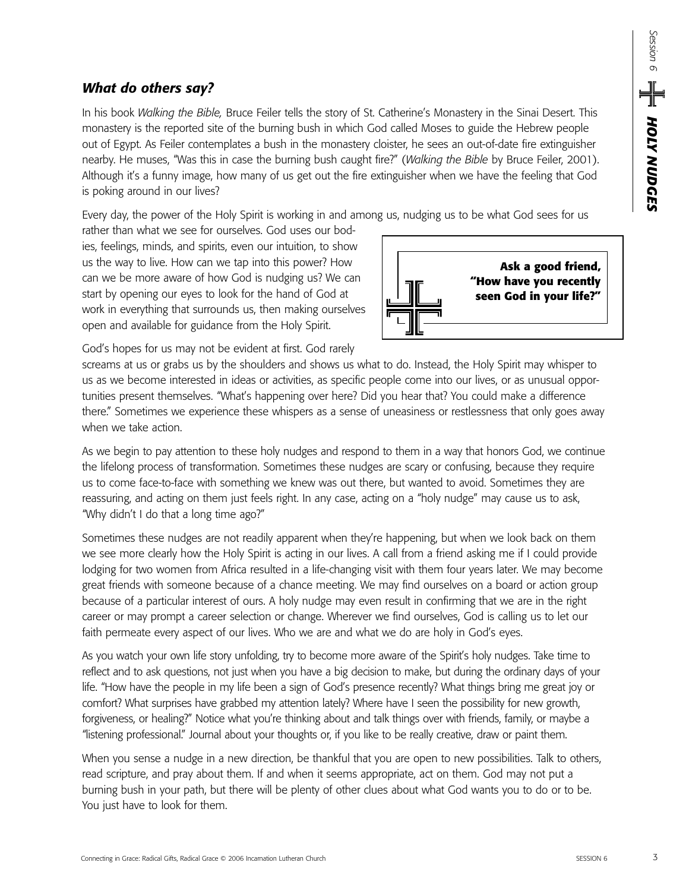## *What do others say?*

In his book *Walking the Bible,* Bruce Feiler tells the story of St. Catherine's Monastery in the Sinai Desert. This monastery is the reported site of the burning bush in which God called Moses to guide the Hebrew people out of Egypt. As Feiler contemplates a bush in the monastery cloister, he sees an out-of-date fire extinguisher nearby. He muses, "Was this in case the burning bush caught fire?" (*Walking the Bible* by Bruce Feiler, 2001). Although it's a funny image, how many of us get out the fire extinguisher when we have the feeling that God is poking around in our lives?

Every day, the power of the Holy Spirit is working in and among us, nudging us to be what God sees for us rather than what we see for ourselves. God uses our bodies, feelings, minds, and spirits, even our intuition, to show us the way to live. How can we tap into this power? How can we be more aware of how God is nudging us? We can start by opening our eyes to look for the hand of God at work in everything that surrounds us, then making ourselves open and available for guidance from the Holy Spirit.

> **Ask a good friend, "How have you recently seen God in your life?"**

God's hopes for us may not be evident at first. God rarely screams at us or grabs us by the shoulders and shows us what to do. Instead, the Holy Spirit may whisper to us as we become interested in ideas or activities, as specific people come into our lives, or as unusual opportunities present themselves. "What's happening over here? Did you hear that? You could make a difference there." Sometimes we experience these whispers as a sense of uneasiness or restlessness that only goes away when we take action.

As we begin to pay attention to these holy nudges and respond to them in a way that honors God, we continue the lifelong process of transformation. Sometimes these nudges are scary or confusing, because they require us to come face-to-face with something we knew was out there, but wanted to avoid. Sometimes they are reassuring, and acting on them just feels right. In any case, acting on a "holy nudge" may cause us to ask, "Why didn't I do that a long time ago?"

Sometimes these nudges are not readily apparent when they're happening, but when we look back on them we see more clearly how the Holy Spirit is acting in our lives. A call from a friend asking me if I could provide lodging for two women from Africa resulted in a life-changing visit with them four years later. We may become great friends with someone because of a chance meeting. We may find ourselves on a board or action group because of a particular interest of ours. A holy nudge may even result in confirming that we are in the right career or may prompt a career selection or change. Wherever we find ourselves, God is calling us to let our faith permeate every aspect of our lives. Who we are and what we do are holy in God's eyes.

As you watch your own life story unfolding, try to become more aware of the Spirit's holy nudges. Take time to reflect and to ask questions, not just when you have a big decision to make, but during the ordinary days of your life. "How have the people in my life been a sign of God's presence recently? What things bring me great joy or comfort? What surprises have grabbed my attention lately? Where have I seen the possibility for new growth, forgiveness, or healing?" Notice what you're thinking about and talk things over with friends, family, or maybe a "listening professional." Journal about your thoughts or, if you like to be really creative, draw or paint them.

When you sense a nudge in a new direction, be thankful that you are open to new possibilities. Talk to others, read scripture, and pray about them. If and when it seems appropriate, act on them. God may not put a burning bush in your path, but there will be plenty of other clues about what God wants you to do or to be. You just have to look for them.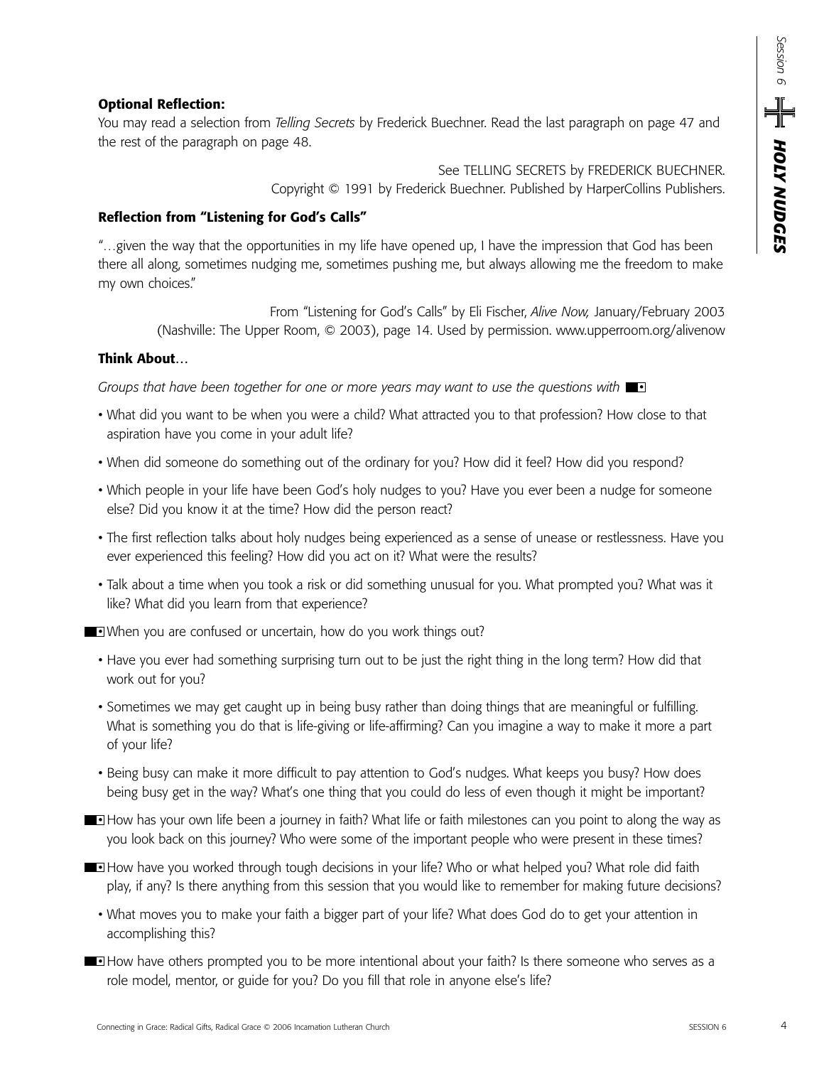**Optional Reflection:**

You may read a selection from *Telling Secrets* by Frederick Buechner. Read the last paragraph on page 47 and the rest of the paragraph on page 48.

See TELLING SECRETS by FREDERICK BUECHNER.
Copyright © 1991 by Frederick Buechner. Published by HarperCollins Publishers.

**Reflection from "Listening for God's Calls"**

"…given the way that the opportunities in my life have opened up, I have the impression that God has been there all along, sometimes nudging me, sometimes pushing me, but always allowing me the freedom to make my own choices."

From "Listening for God's Calls" by Eli Fischer, *Alive Now,* January/February 2003
(Nashville: The Upper Room, © 2003), page 14. Used by permission. www.upperroom.org/alivenow

**Think About…**

*Groups that have been together for one or more years may want to use the questions with* ■▪

- What did you want to be when you were a child? What attracted you to that profession? How close to that aspiration have you come in your adult life?
- When did someone do something out of the ordinary for you? How did it feel? How did you respond?
- Which people in your life have been God's holy nudges to you? Have you ever been a nudge for someone else? Did you know it at the time? How did the person react?
- The first reflection talks about holy nudges being experienced as a sense of unease or restlessness. Have you ever experienced this feeling? How did you act on it? What were the results?
- Talk about a time when you took a risk or did something unusual for you. What prompted you? What was it like? What did you learn from that experience?

■▪ When you are confused or uncertain, how do you work things out?

- Have you ever had something surprising turn out to be just the right thing in the long term? How did that work out for you?
- Sometimes we may get caught up in being busy rather than doing things that are meaningful or fulfilling. What is something you do that is life-giving or life-affirming? Can you imagine a way to make it more a part of your life?
- Being busy can make it more difficult to pay attention to God's nudges. What keeps you busy? How does being busy get in the way? What's one thing that you could do less of even though it might be important?

■▪ How has your own life been a journey in faith? What life or faith milestones can you point to along the way as you look back on this journey? Who were some of the important people who were present in these times?

■▪ How have you worked through tough decisions in your life? Who or what helped you? What role did faith play, if any? Is there anything from this session that you would like to remember for making future decisions?

- What moves you to make your faith a bigger part of your life? What does God do to get your attention in accomplishing this?

■▪ How have others prompted you to be more intentional about your faith? Is there someone who serves as a role model, mentor, or guide for you? Do you fill that role in anyone else's life?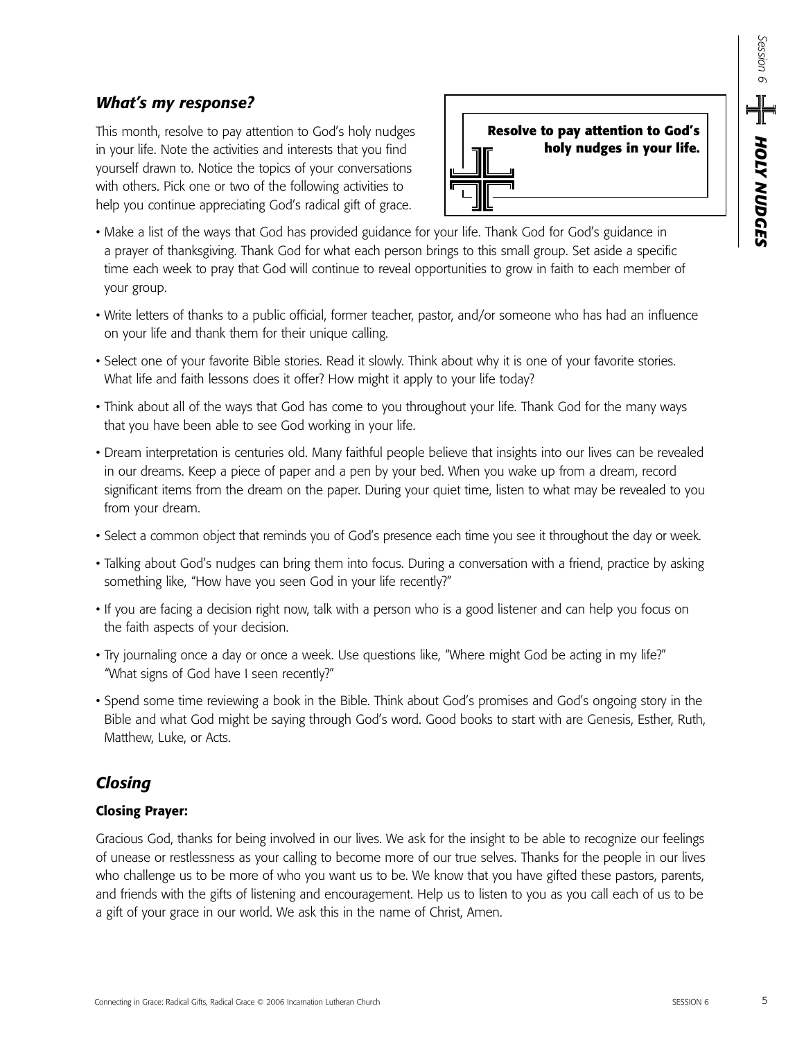## *What's my response?*

This month, resolve to pay attention to God's holy nudges in your life. Note the activities and interests that you find yourself drawn to. Notice the topics of your conversations with others. Pick one or two of the following activities to help you continue appreciating God's radical gift of grace.

**Resolve to pay attention to God's holy nudges in your life.**

- Make a list of the ways that God has provided guidance for your life. Thank God for God's guidance in a prayer of thanksgiving. Thank God for what each person brings to this small group. Set aside a specific time each week to pray that God will continue to reveal opportunities to grow in faith to each member of your group.
- Write letters of thanks to a public official, former teacher, pastor, and/or someone who has had an influence on your life and thank them for their unique calling.
- Select one of your favorite Bible stories. Read it slowly. Think about why it is one of your favorite stories. What life and faith lessons does it offer? How might it apply to your life today?
- Think about all of the ways that God has come to you throughout your life. Thank God for the many ways that you have been able to see God working in your life.
- Dream interpretation is centuries old. Many faithful people believe that insights into our lives can be revealed in our dreams. Keep a piece of paper and a pen by your bed. When you wake up from a dream, record significant items from the dream on the paper. During your quiet time, listen to what may be revealed to you from your dream.
- Select a common object that reminds you of God's presence each time you see it throughout the day or week.
- Talking about God's nudges can bring them into focus. During a conversation with a friend, practice by asking something like, "How have you seen God in your life recently?"
- If you are facing a decision right now, talk with a person who is a good listener and can help you focus on the faith aspects of your decision.
- Try journaling once a day or once a week. Use questions like, "Where might God be acting in my life?" "What signs of God have I seen recently?"
- Spend some time reviewing a book in the Bible. Think about God's promises and God's ongoing story in the Bible and what God might be saying through God's word. Good books to start with are Genesis, Esther, Ruth, Matthew, Luke, or Acts.

## *Closing*

**Closing Prayer:**

Gracious God, thanks for being involved in our lives. We ask for the insight to be able to recognize our feelings of unease or restlessness as your calling to become more of our true selves. Thanks for the people in our lives who challenge us to be more of who you want us to be. We know that you have gifted these pastors, parents, and friends with the gifts of listening and encouragement. Help us to listen to you as you call each of us to be a gift of your grace in our world. We ask this in the name of Christ, Amen.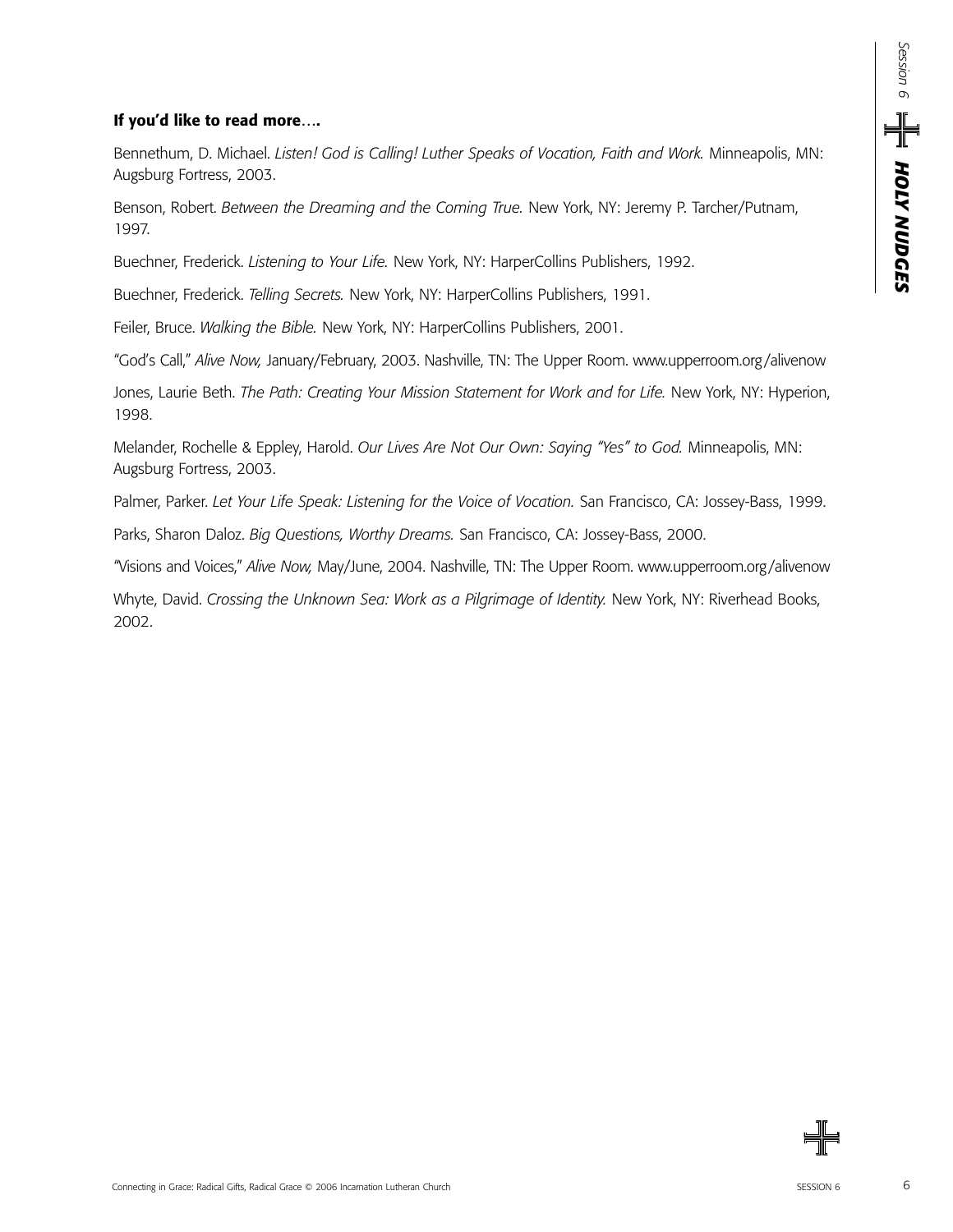**If you'd like to read more….**

Bennethum, D. Michael. *Listen! God is Calling! Luther Speaks of Vocation, Faith and Work.* Minneapolis, MN: Augsburg Fortress, 2003.

Benson, Robert. *Between the Dreaming and the Coming True.* New York, NY: Jeremy P. Tarcher/Putnam, 1997.

Buechner, Frederick. *Listening to Your Life.* New York, NY: HarperCollins Publishers, 1992.

Buechner, Frederick. *Telling Secrets.* New York, NY: HarperCollins Publishers, 1991.

Feiler, Bruce. *Walking the Bible.* New York, NY: HarperCollins Publishers, 2001.

"God's Call," *Alive Now,* January/February, 2003. Nashville, TN: The Upper Room. www.upperroom.org/alivenow

Jones, Laurie Beth. *The Path: Creating Your Mission Statement for Work and for Life.* New York, NY: Hyperion, 1998.

Melander, Rochelle & Eppley, Harold. *Our Lives Are Not Our Own: Saying "Yes" to God.* Minneapolis, MN: Augsburg Fortress, 2003.

Palmer, Parker. *Let Your Life Speak: Listening for the Voice of Vocation.* San Francisco, CA: Jossey-Bass, 1999.

Parks, Sharon Daloz. *Big Questions, Worthy Dreams.* San Francisco, CA: Jossey-Bass, 2000.

"Visions and Voices," *Alive Now,* May/June, 2004. Nashville, TN: The Upper Room. www.upperroom.org/alivenow

Whyte, David. *Crossing the Unknown Sea: Work as a Pilgrimage of Identity.* New York, NY: Riverhead Books, 2002.